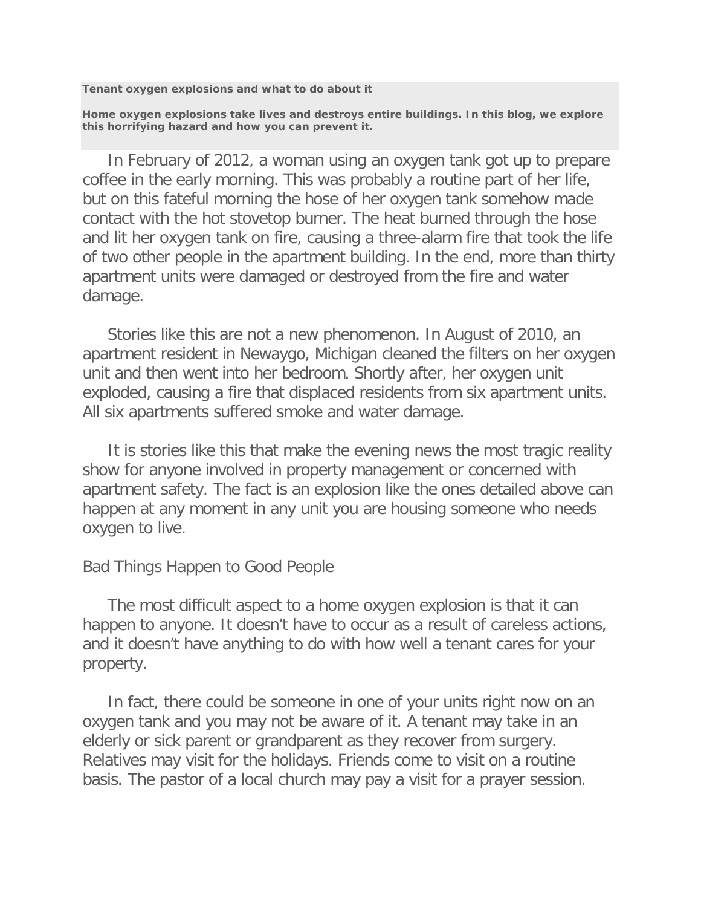**Tenant oxygen explosions and what to do about it**

**Home oxygen explosions take lives and destroys entire buildings. In this blog, we explore this horrifying hazard and how you can prevent it.**

In February of 2012, a woman using an oxygen tank got up to prepare coffee in the early morning. This was probably a routine part of her life, but on this fateful morning the hose of her oxygen tank somehow made contact with the hot stovetop burner. The heat burned through the hose and lit her oxygen tank on fire, causing a three-alarm fire that took the life of two other people in the apartment building. In the end, more than thirty apartment units were damaged or destroyed from the fire and water damage.

Stories like this are not a new phenomenon. In August of 2010, an apartment resident in Newaygo, Michigan cleaned the filters on her oxygen unit and then went into her bedroom. Shortly after, her oxygen unit exploded, causing a fire that displaced residents from six apartment units. All six apartments suffered smoke and water damage.

It is stories like this that make the evening news the most tragic reality show for anyone involved in property management or concerned with apartment safety. The fact is an explosion like the ones detailed above can happen at any moment in any unit you are housing someone who needs oxygen to live.

## Bad Things Happen to Good People

The most difficult aspect to a home oxygen explosion is that it can happen to anyone. It doesn't have to occur as a result of careless actions, and it doesn't have anything to do with how well a tenant cares for your property.

In fact, there could be someone in one of your units right now on an oxygen tank and you may not be aware of it. A tenant may take in an elderly or sick parent or grandparent as they recover from surgery. Relatives may visit for the holidays. Friends come to visit on a routine basis. The pastor of a local church may pay a visit for a prayer session.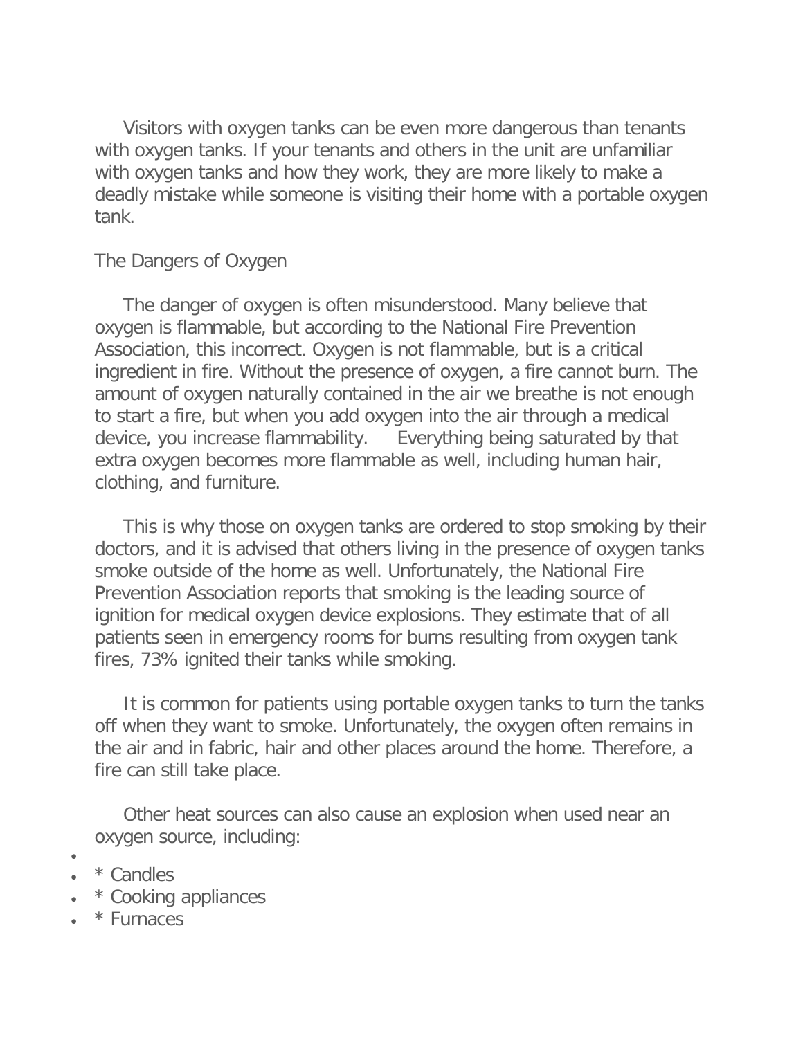Visitors with oxygen tanks can be even more dangerous than tenants with oxygen tanks. If your tenants and others in the unit are unfamiliar with oxygen tanks and how they work, they are more likely to make a deadly mistake while someone is visiting their home with a portable oxygen tank.

## The Dangers of Oxygen

The danger of oxygen is often misunderstood. Many believe that oxygen is flammable, but according to the National Fire Prevention Association, this incorrect. Oxygen is not flammable, but is a critical ingredient in fire. Without the presence of oxygen, a fire cannot burn. The amount of oxygen naturally contained in the air we breathe is not enough to start a fire, but when you add oxygen into the air through a medical device, you increase flammability. Everything being saturated by that extra oxygen becomes more flammable as well, including human hair, clothing, and furniture.

This is why those on oxygen tanks are ordered to stop smoking by their doctors, and it is advised that others living in the presence of oxygen tanks smoke outside of the home as well. Unfortunately, the National Fire Prevention Association reports that smoking is the leading source of ignition for medical oxygen device explosions. They estimate that of all patients seen in emergency rooms for burns resulting from oxygen tank fires, 73% ignited their tanks while smoking.

It is common for patients using portable oxygen tanks to turn the tanks off when they want to smoke. Unfortunately, the oxygen often remains in the air and in fabric, hair and other places around the home. Therefore, a fire can still take place.

Other heat sources can also cause an explosion when used near an oxygen source, including:

- * Candles
- * Cooking appliances
- * Furnaces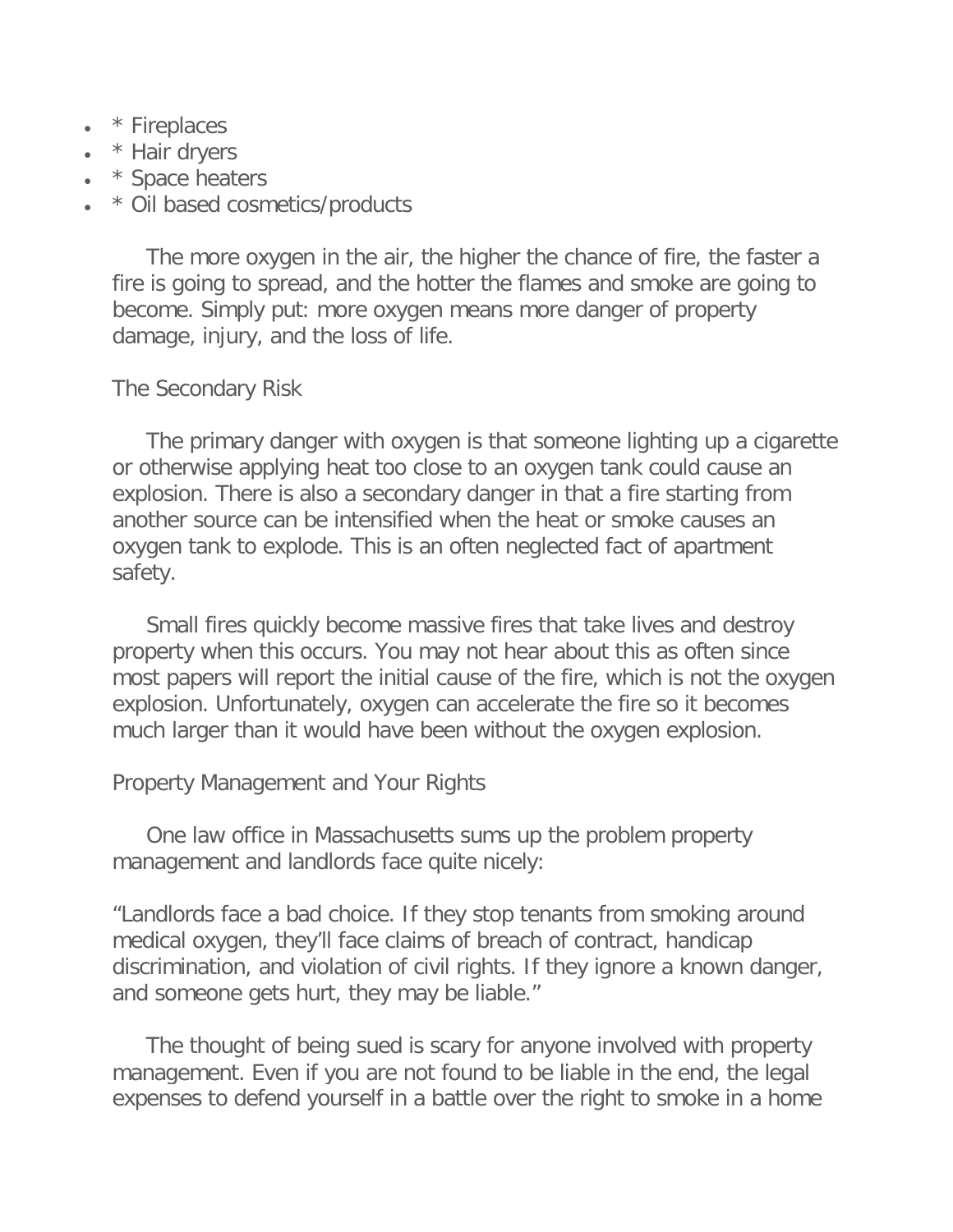- * Fireplaces
- * Hair dryers
- * Space heaters
- * Oil based cosmetics/products

The more oxygen in the air, the higher the chance of fire, the faster a fire is going to spread, and the hotter the flames and smoke are going to become. Simply put: more oxygen means more danger of property damage, injury, and the loss of life.

## The Secondary Risk

The primary danger with oxygen is that someone lighting up a cigarette or otherwise applying heat too close to an oxygen tank could cause an explosion. There is also a secondary danger in that a fire starting from another source can be intensified when the heat or smoke causes an oxygen tank to explode. This is an often neglected fact of apartment safety.

Small fires quickly become massive fires that take lives and destroy property when this occurs. You may not hear about this as often since most papers will report the initial cause of the fire, which is not the oxygen explosion. Unfortunately, oxygen can accelerate the fire so it becomes much larger than it would have been without the oxygen explosion.

## Property Management and Your Rights

One law office in Massachusetts sums up the problem property management and landlords face quite nicely:

"Landlords face a bad choice. If they stop tenants from smoking around medical oxygen, they'll face claims of breach of contract, handicap discrimination, and violation of civil rights. If they ignore a known danger, and someone gets hurt, they may be liable."

The thought of being sued is scary for anyone involved with property management. Even if you are not found to be liable in the end, the legal expenses to defend yourself in a battle over the right to smoke in a home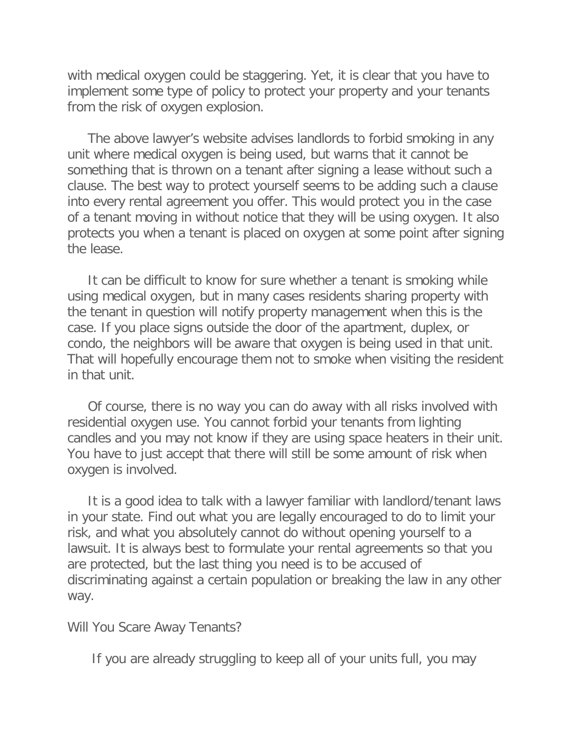with medical oxygen could be staggering. Yet, it is clear that you have to implement some type of policy to protect your property and your tenants from the risk of oxygen explosion.

The above lawyer's website advises landlords to forbid smoking in any unit where medical oxygen is being used, but warns that it cannot be something that is thrown on a tenant after signing a lease without such a clause. The best way to protect yourself seems to be adding such a clause into every rental agreement you offer. This would protect you in the case of a tenant moving in without notice that they will be using oxygen. It also protects you when a tenant is placed on oxygen at some point after signing the lease.

It can be difficult to know for sure whether a tenant is smoking while using medical oxygen, but in many cases residents sharing property with the tenant in question will notify property management when this is the case. If you place signs outside the door of the apartment, duplex, or condo, the neighbors will be aware that oxygen is being used in that unit. That will hopefully encourage them not to smoke when visiting the resident in that unit.

Of course, there is no way you can do away with all risks involved with residential oxygen use. You cannot forbid your tenants from lighting candles and you may not know if they are using space heaters in their unit. You have to just accept that there will still be some amount of risk when oxygen is involved.

It is a good idea to talk with a lawyer familiar with landlord/tenant laws in your state. Find out what you are legally encouraged to do to limit your risk, and what you absolutely cannot do without opening yourself to a lawsuit. It is always best to formulate your rental agreements so that you are protected, but the last thing you need is to be accused of discriminating against a certain population or breaking the law in any other way.

## Will You Scare Away Tenants?

If you are already struggling to keep all of your units full, you may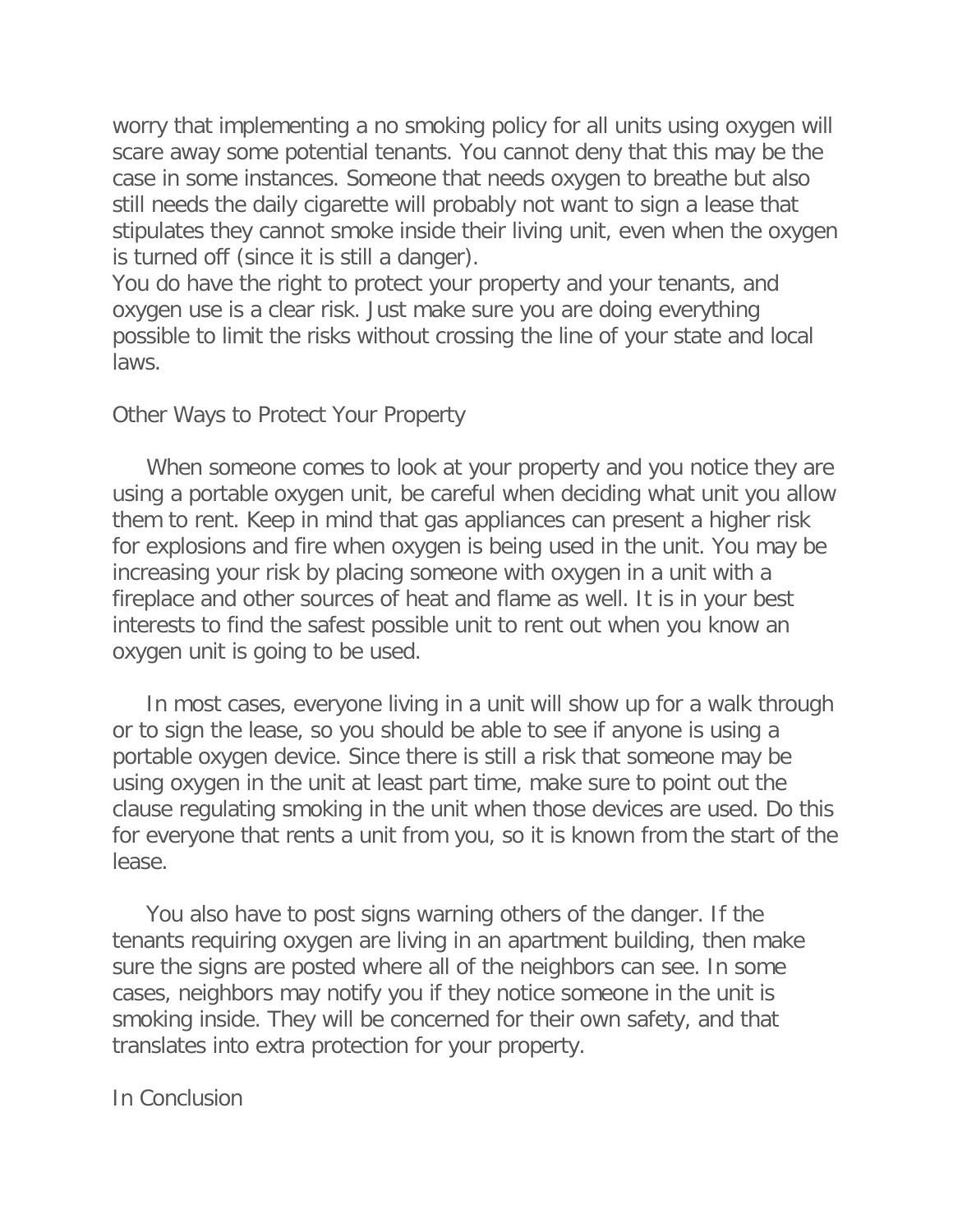worry that implementing a no smoking policy for all units using oxygen will scare away some potential tenants. You cannot deny that this may be the case in some instances. Someone that needs oxygen to breathe but also still needs the daily cigarette will probably not want to sign a lease that stipulates they cannot smoke inside their living unit, even when the oxygen is turned off (since it is still a danger).

You do have the right to protect your property and your tenants, and oxygen use is a clear risk. Just make sure you are doing everything possible to limit the risks without crossing the line of your state and local laws.

## Other Ways to Protect Your Property

When someone comes to look at your property and you notice they are using a portable oxygen unit, be careful when deciding what unit you allow them to rent. Keep in mind that gas appliances can present a higher risk for explosions and fire when oxygen is being used in the unit. You may be increasing your risk by placing someone with oxygen in a unit with a fireplace and other sources of heat and flame as well. It is in your best interests to find the safest possible unit to rent out when you know an oxygen unit is going to be used.

In most cases, everyone living in a unit will show up for a walk through or to sign the lease, so you should be able to see if anyone is using a portable oxygen device. Since there is still a risk that someone may be using oxygen in the unit at least part time, make sure to point out the clause regulating smoking in the unit when those devices are used. Do this for everyone that rents a unit from you, so it is known from the start of the lease.

You also have to post signs warning others of the danger. If the tenants requiring oxygen are living in an apartment building, then make sure the signs are posted where all of the neighbors can see. In some cases, neighbors may notify you if they notice someone in the unit is smoking inside. They will be concerned for their own safety, and that translates into extra protection for your property.

## In Conclusion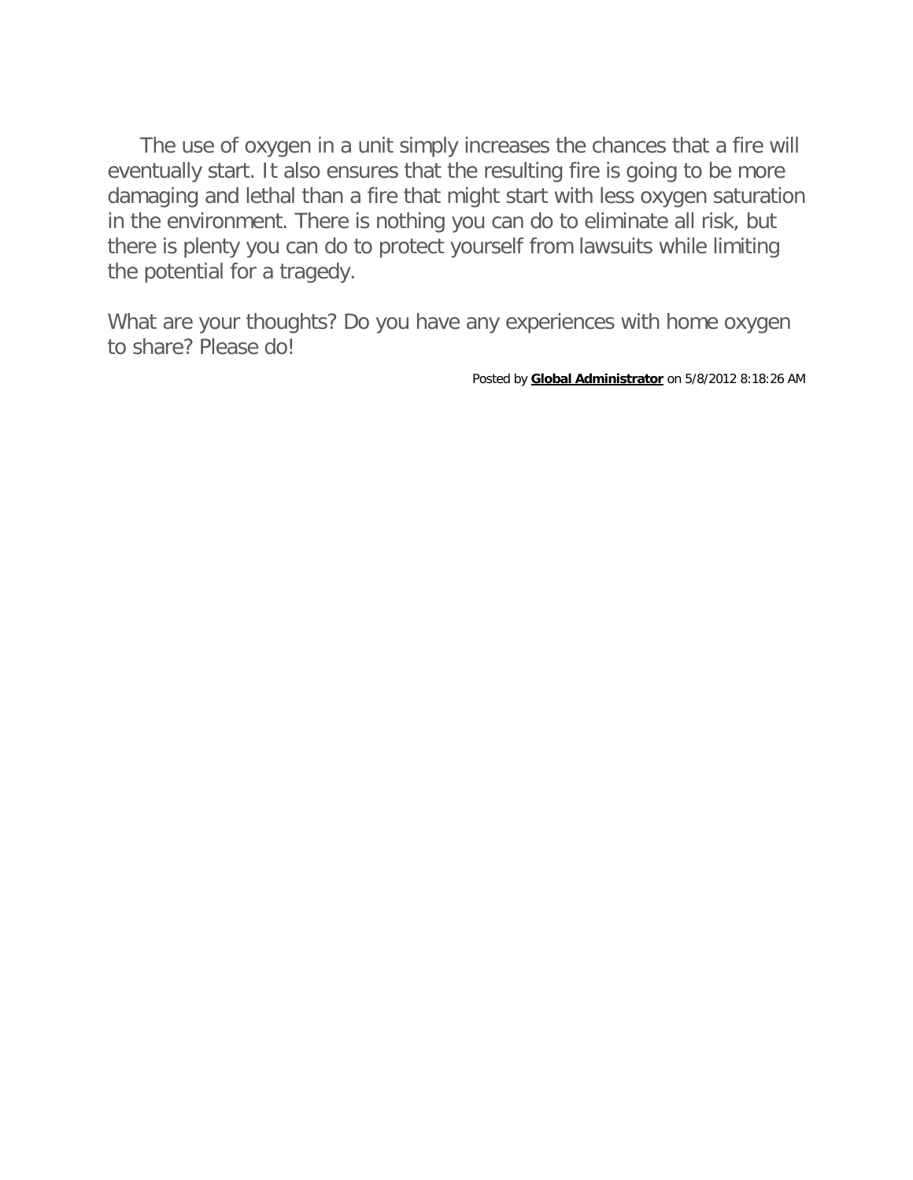The use of oxygen in a unit simply increases the chances that a fire will eventually start. It also ensures that the resulting fire is going to be more damaging and lethal than a fire that might start with less oxygen saturation in the environment. There is nothing you can do to eliminate all risk, but there is plenty you can do to protect yourself from lawsuits while limiting the potential for a tragedy.

What are your thoughts? Do you have any experiences with home oxygen to share? Please do!

Posted by **Global Administrator** on 5/8/2012 8:18:26 AM